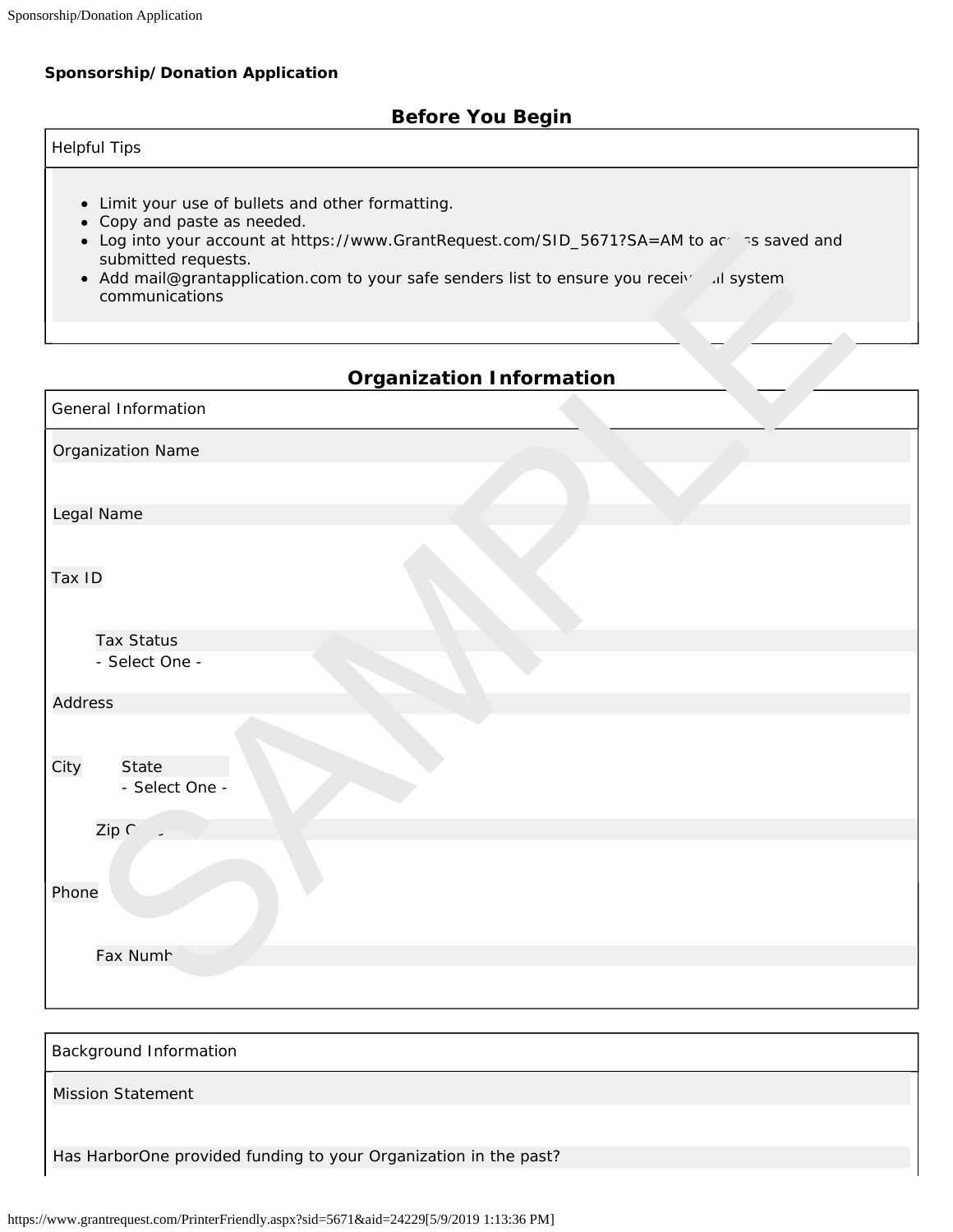**Sponsorship/Donation Application**

## Before You Begin

Helpful Tips

- Limit your use of bullets and other formatting.
- Copy and paste as needed.
- Log into your account at https://www.GrantRequest.com/SID_5671?SA=AM to access saved and submitted requests.
- Add mail@grantapplication.com to your safe senders list to ensure you receive all system communications

## Organization Information

General Information

Organization Name

Legal Name

Tax ID

Tax Status
- Select One -

Address

City

State
- Select One -

Zip Code

Phone

Fax Number

Background Information

Mission Statement

Has HarborOne provided funding to your Organization in the past?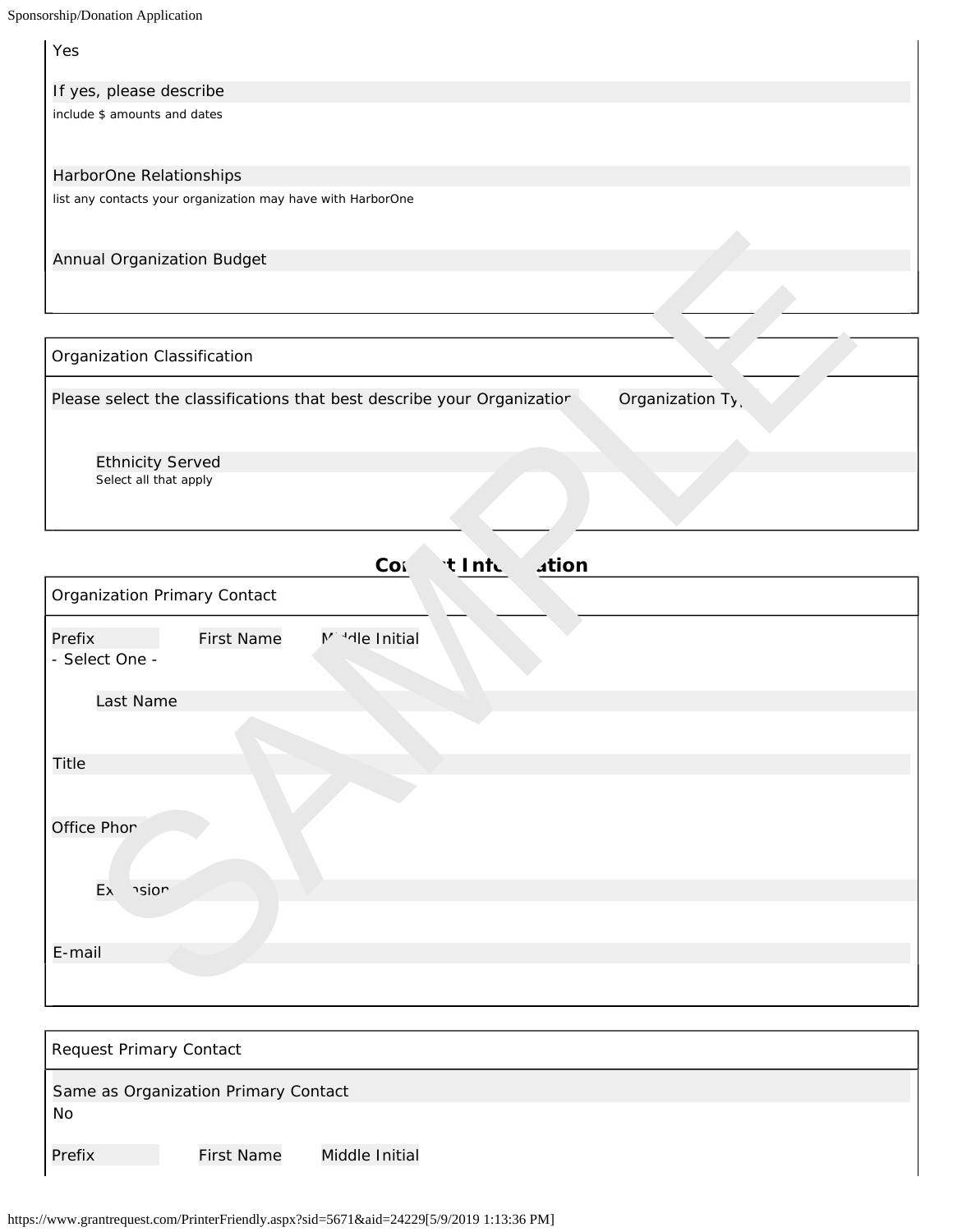Yes

If yes, please describe

include $ amounts and dates

HarborOne Relationships

list any contacts your organization may have with HarborOne

Annual Organization Budget

Organization Classification

Please select the classifications that best describe your Organization

Organization Type

Ethnicity Served

Select all that apply

## Contact Information

Organization Primary Contact

Prefix

- Select One -

First Name

Middle Initial

Last Name

Title

Office Phone

Extension

E-mail

Request Primary Contact

Same as Organization Primary Contact

No

Prefix

First Name

Middle Initial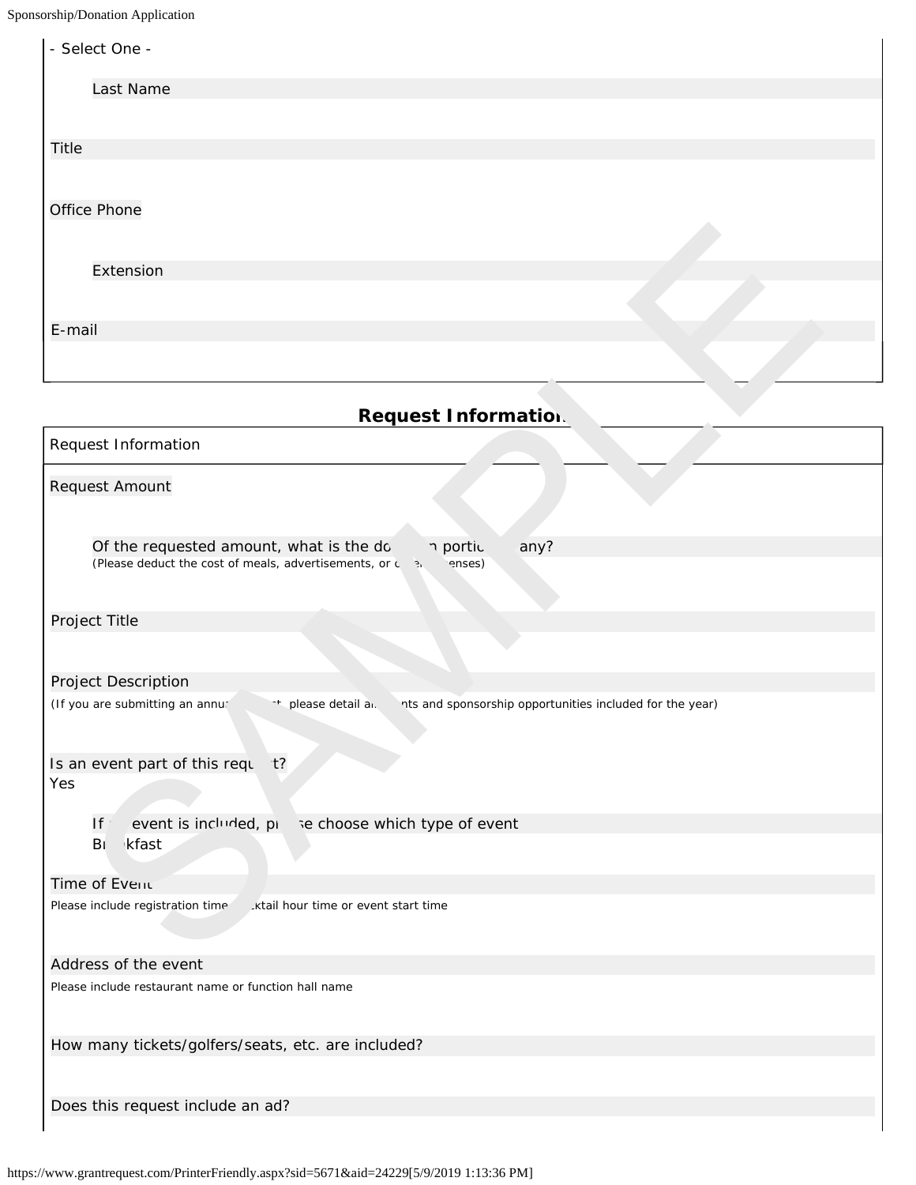- Select One -

Last Name

Title

Office Phone

Extension

E-mail

## Request Information

Request Information

Request Amount

Of the requested amount, what is the donation portion, if any?
(Please deduct the cost of meals, advertisements, or other expenses)

Project Title

Project Description
(If you are submitting an annual request, please detail all events and sponsorship opportunities included for the year)

Is an event part of this request?
Yes

If an event is included, please choose which type of event
Breakfast

Time of Event
Please include registration time, cocktail hour time or event start time

Address of the event
Please include restaurant name or function hall name

How many tickets/golfers/seats, etc. are included?

Does this request include an ad?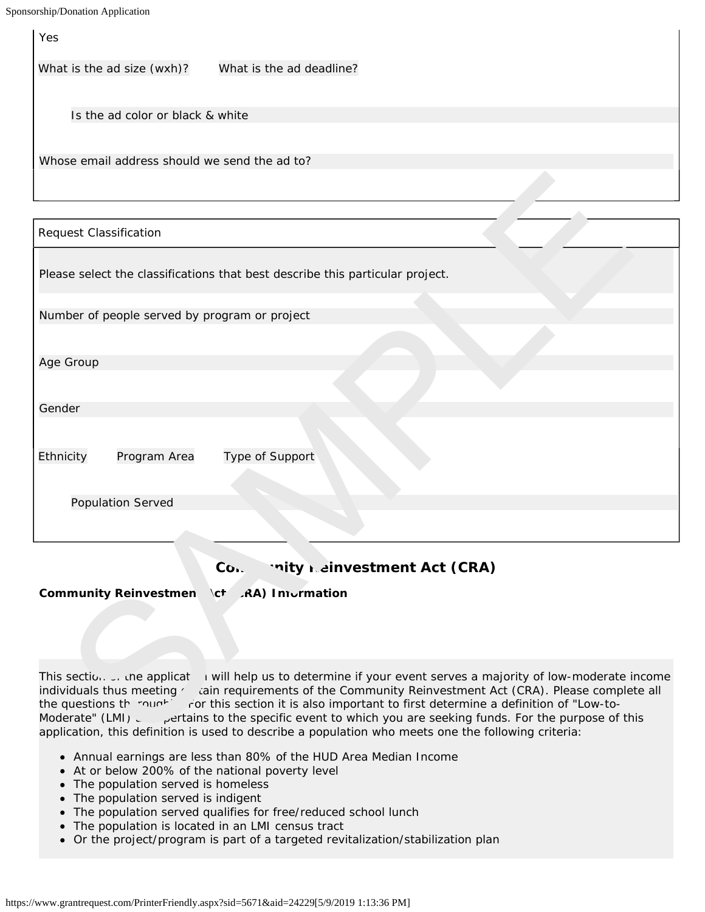Yes

What is the ad size (wxh)?

What is the ad deadline?

Is the ad color or black & white

Whose email address should we send the ad to?

Request Classification

Please select the classifications that best describe this particular project.

Number of people served by program or project

Age Group

Gender

Ethnicity

Program Area

Type of Support

Population Served

## Community Reinvestment Act (CRA)

**Community Reinvestment Act (CRA) Information**

This section of the application will help us to determine if your event serves a majority of low-moderate income individuals thus meeting certain requirements of the Community Reinvestment Act (CRA). Please complete all the questions throughout. For this section it is also important to first determine a definition of "Low-to-Moderate" (LMI) as it pertains to the specific event to which you are seeking funds. For the purpose of this application, this definition is used to describe a population who meets one the following criteria:

- Annual earnings are less than 80% of the HUD Area Median Income
- At or below 200% of the national poverty level
- The population served is homeless
- The population served is indigent
- The population served qualifies for free/reduced school lunch
- The population is located in an LMI census tract
- Or the project/program is part of a targeted revitalization/stabilization plan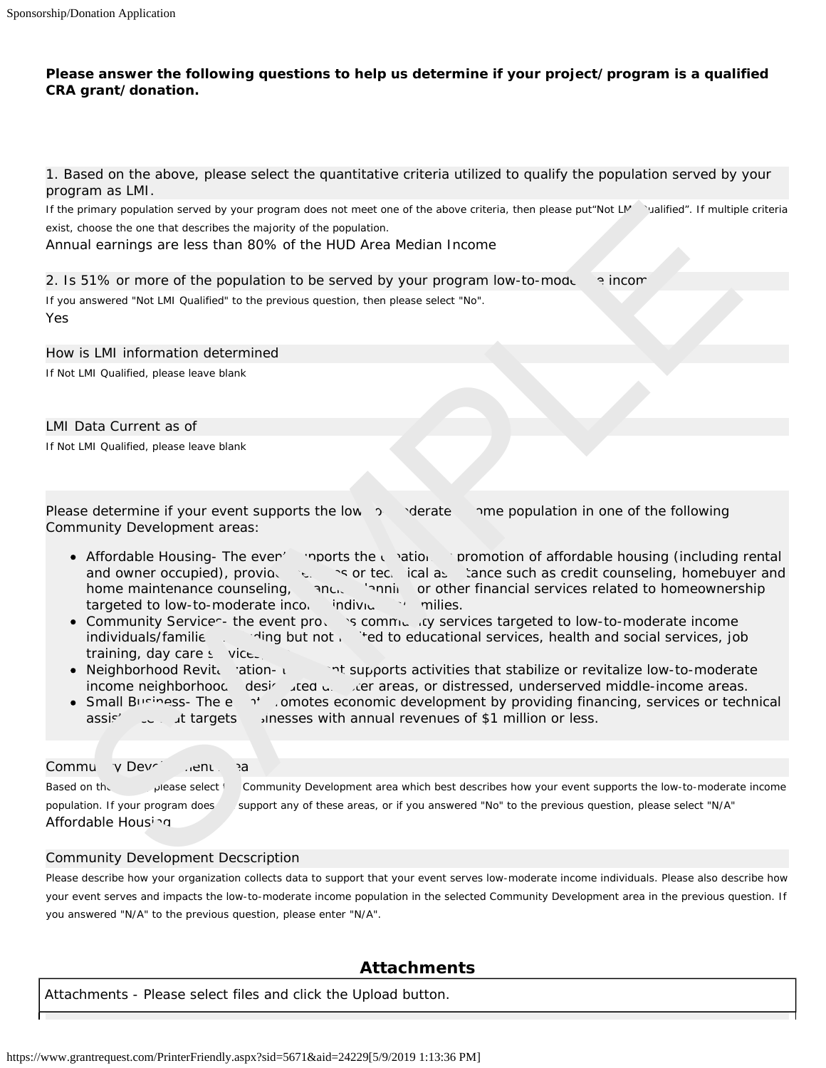**Please answer the following questions to help us determine if your project/program is a qualified CRA grant/donation.**

1. Based on the above, please select the quantitative criteria utilized to qualify the population served by your program as LMI.

If the primary population served by your program does not meet one of the above criteria, then please put"Not LMI Qualified". If multiple criteria exist, choose the one that describes the majority of the population.

Annual earnings are less than 80% of the HUD Area Median Income

2. Is 51% or more of the population to be served by your program low-to-moderate income

If you answered "Not LMI Qualified" to the previous question, then please select "No".

Yes

How is LMI information determined

If Not LMI Qualified, please leave blank

LMI Data Current as of

If Not LMI Qualified, please leave blank

Please determine if your event supports the low-to-moderate income population in one of the following Community Development areas:

- Affordable Housing- The event supports the creation or promotion of affordable housing (including rental and owner occupied), provides services or technical assistance such as credit counseling, homebuyer and home maintenance counseling, financial planning or other financial services related to homeownership targeted to low-to-moderate income individuals/families.
- Community Services- the event provides community services targeted to low-to-moderate income individuals/families including but not limited to educational services, health and social services, job training, day care services.
- Neighborhood Revitalization- the event supports activities that stabilize or revitalize low-to-moderate income neighborhoods, designated disaster areas, or distressed, underserved middle-income areas.
- Small Business- The event promotes economic development by providing financing, services or technical assistance that targets businesses with annual revenues of $1 million or less.

Community Development Area

Based on the above, please select the Community Development area which best describes how your event supports the low-to-moderate income population. If your program does not support any of these areas, or if you answered "No" to the previous question, please select "N/A"

Affordable Housing

Community Development Decscription

Please describe how your organization collects data to support that your event serves low-moderate income individuals. Please also describe how your event serves and impacts the low-to-moderate income population in the selected Community Development area in the previous question. If you answered "N/A" to the previous question, please enter "N/A".

## Attachments

Attachments - Please select files and click the Upload button.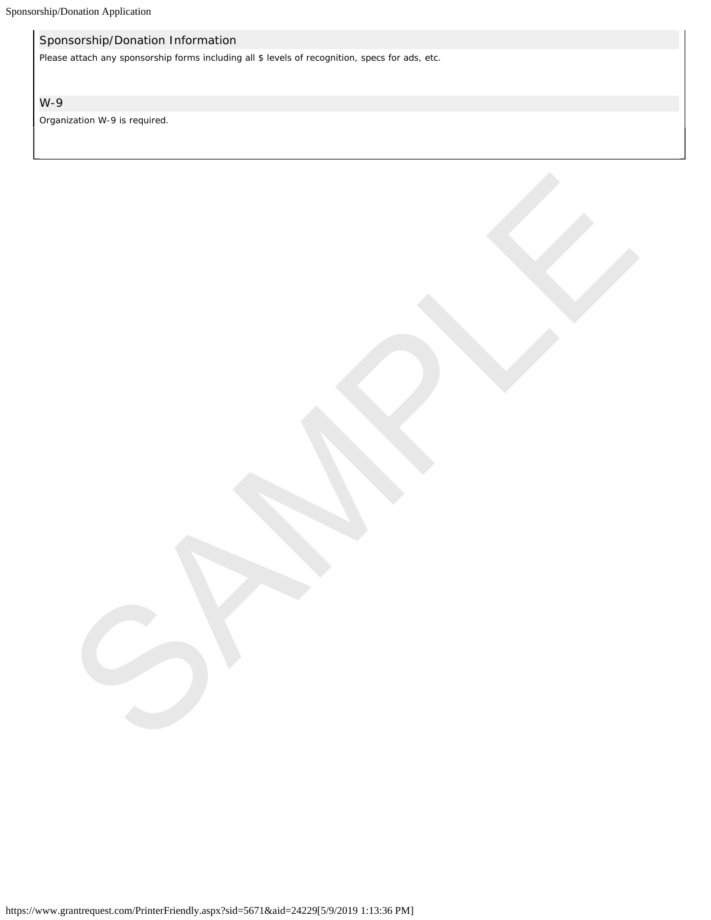## Sponsorship/Donation Information

Please attach any sponsorship forms including all $ levels of recognition, specs for ads, etc.

## W-9

Organization W-9 is required.